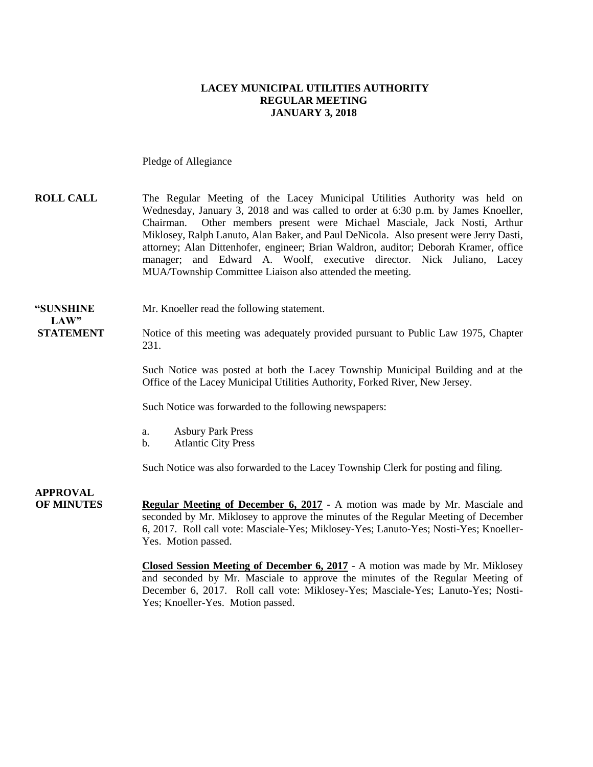# LACEY MUNICIPAL UTILITIES AUTHORITY
## REGULAR MEETING
## JANUARY 3, 2018

Pledge of Allegiance

**ROLL CALL**

The Regular Meeting of the Lacey Municipal Utilities Authority was held on Wednesday, January 3, 2018 and was called to order at 6:30 p.m. by James Knoeller, Chairman. Other members present were Michael Masciale, Jack Nosti, Arthur Miklosey, Ralph Lanuto, Alan Baker, and Paul DeNicola. Also present were Jerry Dasti, attorney; Alan Dittenhofer, engineer; Brian Waldron, auditor; Deborah Kramer, office manager; and Edward A. Woolf, executive director. Nick Juliano, Lacey MUA/Township Committee Liaison also attended the meeting.

**"SUNSHINE LAW" STATEMENT**

Mr. Knoeller read the following statement.

Notice of this meeting was adequately provided pursuant to Public Law 1975, Chapter 231.

Such Notice was posted at both the Lacey Township Municipal Building and at the Office of the Lacey Municipal Utilities Authority, Forked River, New Jersey.

Such Notice was forwarded to the following newspapers:

a. Asbury Park Press
b. Atlantic City Press

Such Notice was also forwarded to the Lacey Township Clerk for posting and filing.

**APPROVAL OF MINUTES**

**Regular Meeting of December 6, 2017** - A motion was made by Mr. Masciale and seconded by Mr. Miklosey to approve the minutes of the Regular Meeting of December 6, 2017. Roll call vote: Masciale-Yes; Miklosey-Yes; Lanuto-Yes; Nosti-Yes; Knoeller-Yes. Motion passed.

**Closed Session Meeting of December 6, 2017** - A motion was made by Mr. Miklosey and seconded by Mr. Masciale to approve the minutes of the Regular Meeting of December 6, 2017. Roll call vote: Miklosey-Yes; Masciale-Yes; Lanuto-Yes; Nosti-Yes; Knoeller-Yes. Motion passed.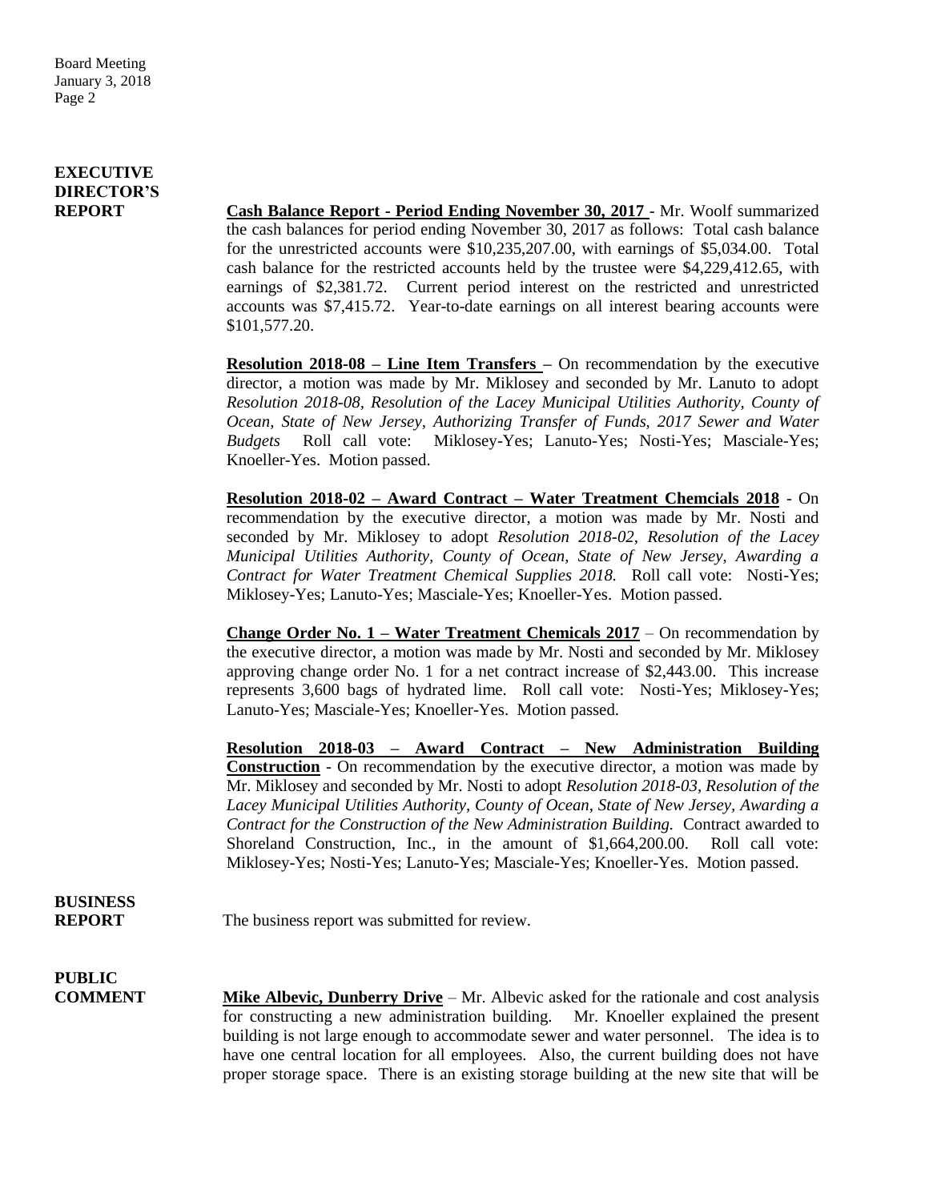**EXECUTIVE DIRECTOR'S REPORT**

**Cash Balance Report - Period Ending November 30, 2017** - Mr. Woolf summarized the cash balances for period ending November 30, 2017 as follows: Total cash balance for the unrestricted accounts were $10,235,207.00, with earnings of $5,034.00. Total cash balance for the restricted accounts held by the trustee were $4,229,412.65, with earnings of $2,381.72. Current period interest on the restricted and unrestricted accounts was $7,415.72. Year-to-date earnings on all interest bearing accounts were $101,577.20.

**Resolution 2018-08 – Line Item Transfers –** On recommendation by the executive director, a motion was made by Mr. Miklosey and seconded by Mr. Lanuto to adopt *Resolution 2018-08, Resolution of the Lacey Municipal Utilities Authority, County of Ocean, State of New Jersey, Authorizing Transfer of Funds, 2017 Sewer and Water Budgets* Roll call vote: Miklosey-Yes; Lanuto-Yes; Nosti-Yes; Masciale-Yes; Knoeller-Yes. Motion passed.

**Resolution 2018-02 – Award Contract – Water Treatment Chemcials 2018** - On recommendation by the executive director, a motion was made by Mr. Nosti and seconded by Mr. Miklosey to adopt *Resolution 2018-02, Resolution of the Lacey Municipal Utilities Authority, County of Ocean, State of New Jersey, Awarding a Contract for Water Treatment Chemical Supplies 2018.* Roll call vote: Nosti-Yes; Miklosey-Yes; Lanuto-Yes; Masciale-Yes; Knoeller-Yes. Motion passed.

**Change Order No. 1 – Water Treatment Chemicals 2017** – On recommendation by the executive director, a motion was made by Mr. Nosti and seconded by Mr. Miklosey approving change order No. 1 for a net contract increase of $2,443.00. This increase represents 3,600 bags of hydrated lime. Roll call vote: Nosti-Yes; Miklosey-Yes; Lanuto-Yes; Masciale-Yes; Knoeller-Yes. Motion passed.

**Resolution 2018-03 – Award Contract – New Administration Building Construction** - On recommendation by the executive director, a motion was made by Mr. Miklosey and seconded by Mr. Nosti to adopt *Resolution 2018-03, Resolution of the Lacey Municipal Utilities Authority, County of Ocean, State of New Jersey, Awarding a Contract for the Construction of the New Administration Building.* Contract awarded to Shoreland Construction, Inc., in the amount of $1,664,200.00. Roll call vote: Miklosey-Yes; Nosti-Yes; Lanuto-Yes; Masciale-Yes; Knoeller-Yes. Motion passed.

**BUSINESS REPORT**

The business report was submitted for review.

**PUBLIC COMMENT**

**Mike Albevic, Dunberry Drive** – Mr. Albevic asked for the rationale and cost analysis for constructing a new administration building. Mr. Knoeller explained the present building is not large enough to accommodate sewer and water personnel. The idea is to have one central location for all employees. Also, the current building does not have proper storage space. There is an existing storage building at the new site that will be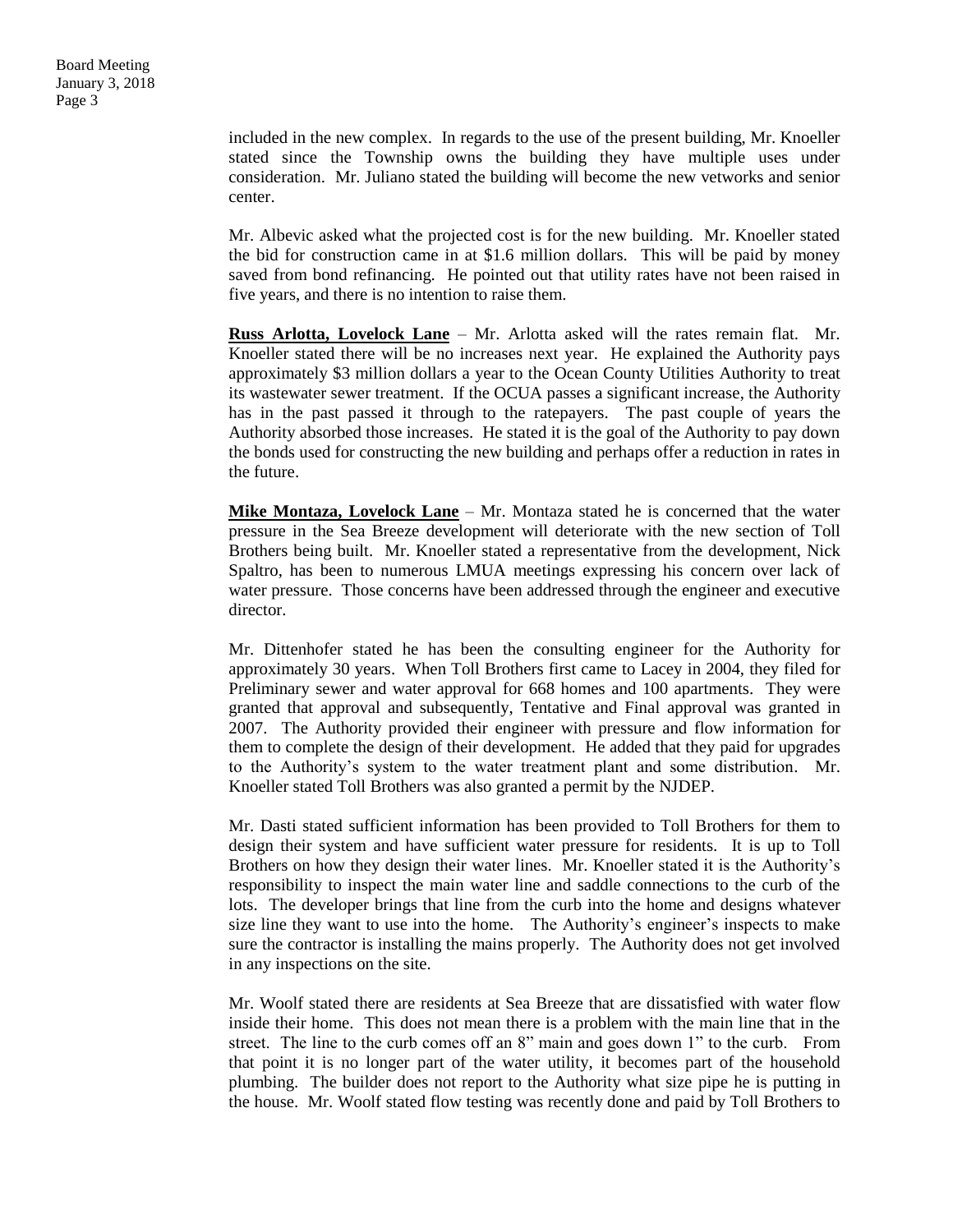included in the new complex. In regards to the use of the present building, Mr. Knoeller stated since the Township owns the building they have multiple uses under consideration. Mr. Juliano stated the building will become the new vetworks and senior center.

Mr. Albevic asked what the projected cost is for the new building. Mr. Knoeller stated the bid for construction came in at $1.6 million dollars. This will be paid by money saved from bond refinancing. He pointed out that utility rates have not been raised in five years, and there is no intention to raise them.

**<u>Russ Arlotta, Lovelock Lane</u>** – Mr. Arlotta asked will the rates remain flat. Mr. Knoeller stated there will be no increases next year. He explained the Authority pays approximately $3 million dollars a year to the Ocean County Utilities Authority to treat its wastewater sewer treatment. If the OCUA passes a significant increase, the Authority has in the past passed it through to the ratepayers. The past couple of years the Authority absorbed those increases. He stated it is the goal of the Authority to pay down the bonds used for constructing the new building and perhaps offer a reduction in rates in the future.

**<u>Mike Montaza, Lovelock Lane</u>** – Mr. Montaza stated he is concerned that the water pressure in the Sea Breeze development will deteriorate with the new section of Toll Brothers being built. Mr. Knoeller stated a representative from the development, Nick Spaltro, has been to numerous LMUA meetings expressing his concern over lack of water pressure. Those concerns have been addressed through the engineer and executive director.

Mr. Dittenhofer stated he has been the consulting engineer for the Authority for approximately 30 years. When Toll Brothers first came to Lacey in 2004, they filed for Preliminary sewer and water approval for 668 homes and 100 apartments. They were granted that approval and subsequently, Tentative and Final approval was granted in 2007. The Authority provided their engineer with pressure and flow information for them to complete the design of their development. He added that they paid for upgrades to the Authority's system to the water treatment plant and some distribution. Mr. Knoeller stated Toll Brothers was also granted a permit by the NJDEP.

Mr. Dasti stated sufficient information has been provided to Toll Brothers for them to design their system and have sufficient water pressure for residents. It is up to Toll Brothers on how they design their water lines. Mr. Knoeller stated it is the Authority's responsibility to inspect the main water line and saddle connections to the curb of the lots. The developer brings that line from the curb into the home and designs whatever size line they want to use into the home. The Authority's engineer's inspects to make sure the contractor is installing the mains properly. The Authority does not get involved in any inspections on the site.

Mr. Woolf stated there are residents at Sea Breeze that are dissatisfied with water flow inside their home. This does not mean there is a problem with the main line that in the street. The line to the curb comes off an 8" main and goes down 1" to the curb. From that point it is no longer part of the water utility, it becomes part of the household plumbing. The builder does not report to the Authority what size pipe he is putting in the house. Mr. Woolf stated flow testing was recently done and paid by Toll Brothers to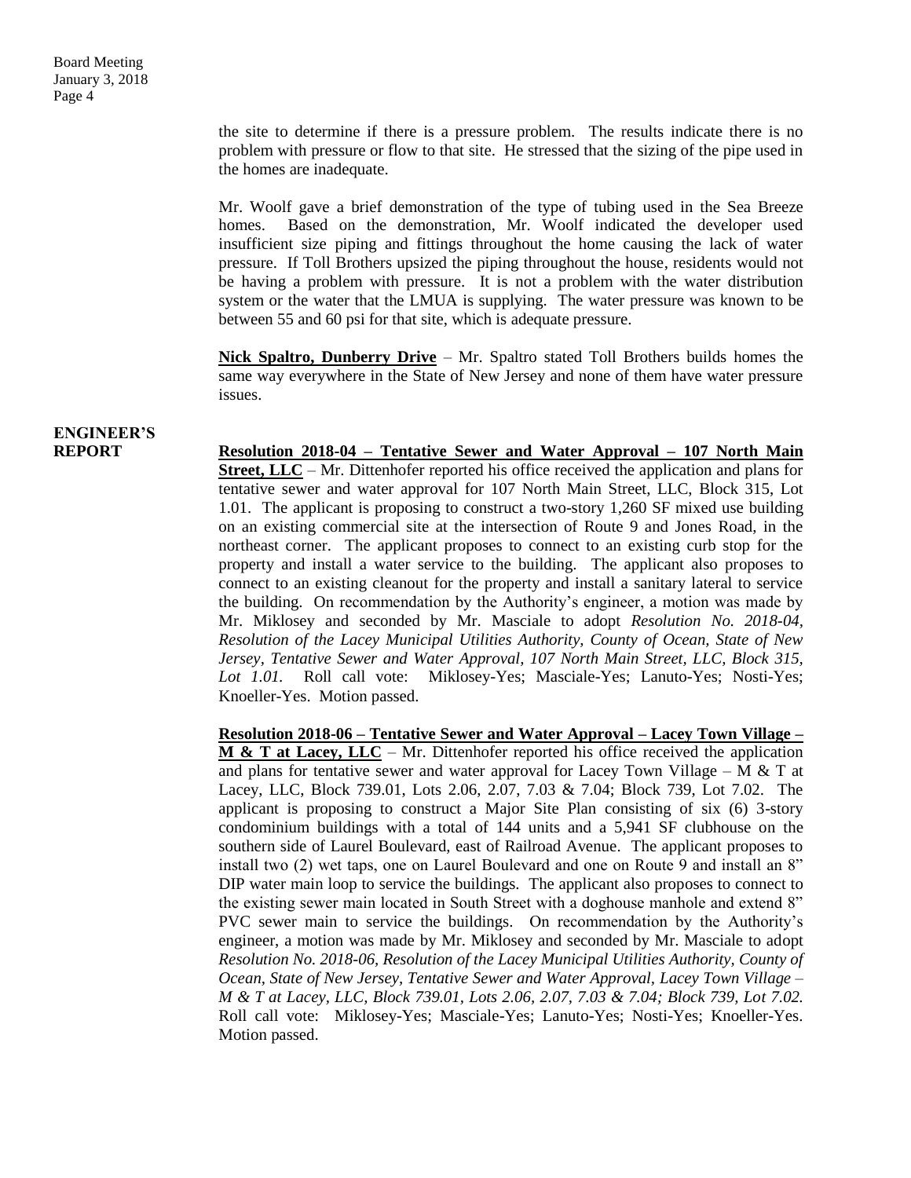the site to determine if there is a pressure problem. The results indicate there is no problem with pressure or flow to that site. He stressed that the sizing of the pipe used in the homes are inadequate.

Mr. Woolf gave a brief demonstration of the type of tubing used in the Sea Breeze homes. Based on the demonstration, Mr. Woolf indicated the developer used insufficient size piping and fittings throughout the home causing the lack of water pressure. If Toll Brothers upsized the piping throughout the house, residents would not be having a problem with pressure. It is not a problem with the water distribution system or the water that the LMUA is supplying. The water pressure was known to be between 55 and 60 psi for that site, which is adequate pressure.

**Nick Spaltro, Dunberry Drive** – Mr. Spaltro stated Toll Brothers builds homes the same way everywhere in the State of New Jersey and none of them have water pressure issues.

## ENGINEER'S REPORT

**Resolution 2018-04 – Tentative Sewer and Water Approval – 107 North Main Street, LLC** – Mr. Dittenhofer reported his office received the application and plans for tentative sewer and water approval for 107 North Main Street, LLC, Block 315, Lot 1.01. The applicant is proposing to construct a two-story 1,260 SF mixed use building on an existing commercial site at the intersection of Route 9 and Jones Road, in the northeast corner. The applicant proposes to connect to an existing curb stop for the property and install a water service to the building. The applicant also proposes to connect to an existing cleanout for the property and install a sanitary lateral to service the building. On recommendation by the Authority's engineer, a motion was made by Mr. Miklosey and seconded by Mr. Masciale to adopt *Resolution No. 2018-04, Resolution of the Lacey Municipal Utilities Authority, County of Ocean, State of New Jersey, Tentative Sewer and Water Approval, 107 North Main Street, LLC, Block 315, Lot 1.01.* Roll call vote: Miklosey-Yes; Masciale-Yes; Lanuto-Yes; Nosti-Yes; Knoeller-Yes. Motion passed.

**Resolution 2018-06 – Tentative Sewer and Water Approval – Lacey Town Village – M & T at Lacey, LLC** – Mr. Dittenhofer reported his office received the application and plans for tentative sewer and water approval for Lacey Town Village – M & T at Lacey, LLC, Block 739.01, Lots 2.06, 2.07, 7.03 & 7.04; Block 739, Lot 7.02. The applicant is proposing to construct a Major Site Plan consisting of six (6) 3-story condominium buildings with a total of 144 units and a 5,941 SF clubhouse on the southern side of Laurel Boulevard, east of Railroad Avenue. The applicant proposes to install two (2) wet taps, one on Laurel Boulevard and one on Route 9 and install an 8" DIP water main loop to service the buildings. The applicant also proposes to connect to the existing sewer main located in South Street with a doghouse manhole and extend 8" PVC sewer main to service the buildings. On recommendation by the Authority's engineer, a motion was made by Mr. Miklosey and seconded by Mr. Masciale to adopt *Resolution No. 2018-06, Resolution of the Lacey Municipal Utilities Authority, County of Ocean, State of New Jersey, Tentative Sewer and Water Approval, Lacey Town Village – M & T at Lacey, LLC, Block 739.01, Lots 2.06, 2.07, 7.03 & 7.04; Block 739, Lot 7.02.* Roll call vote: Miklosey-Yes; Masciale-Yes; Lanuto-Yes; Nosti-Yes; Knoeller-Yes. Motion passed.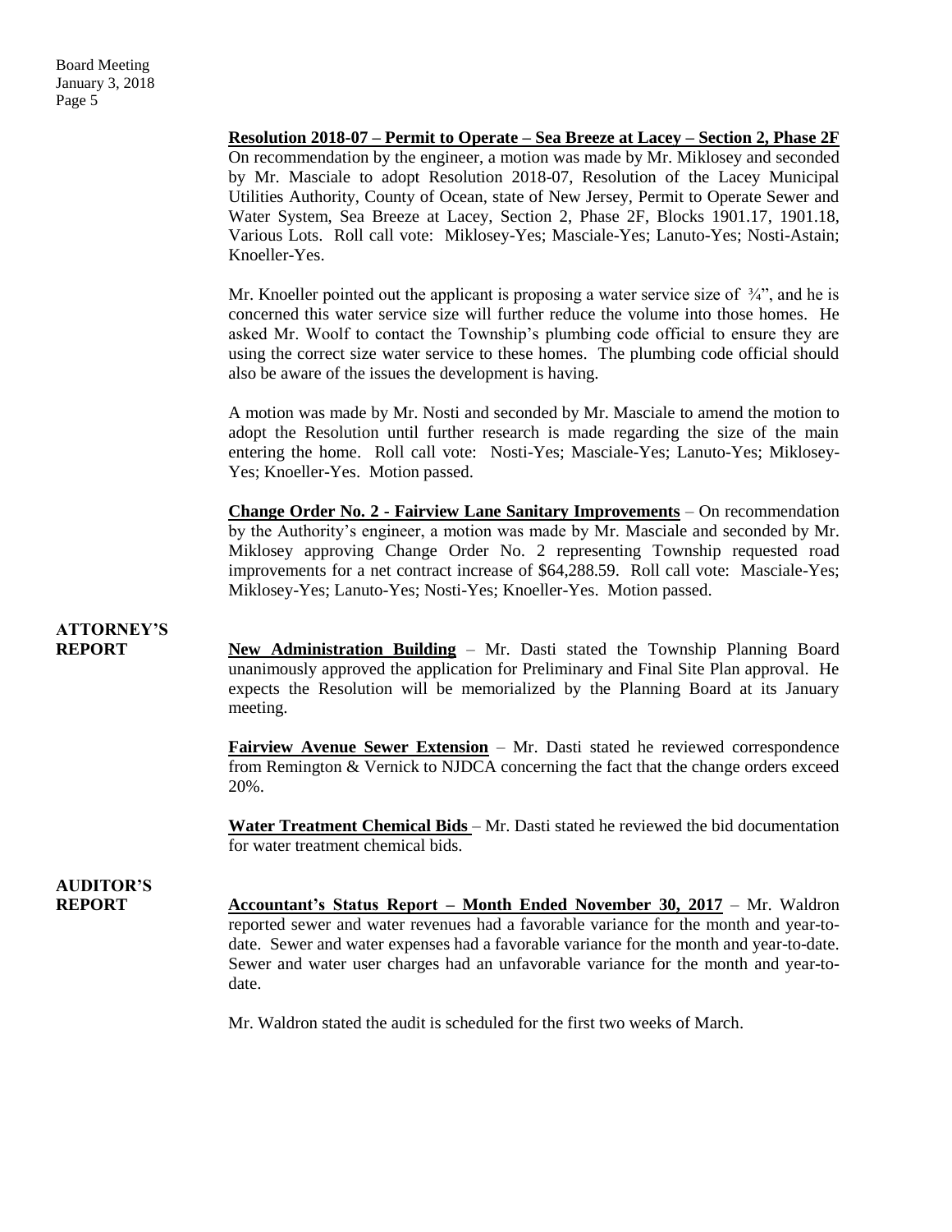**Resolution 2018-07 – Permit to Operate – Sea Breeze at Lacey – Section 2, Phase 2F**
On recommendation by the engineer, a motion was made by Mr. Miklosey and seconded by Mr. Masciale to adopt Resolution 2018-07, Resolution of the Lacey Municipal Utilities Authority, County of Ocean, state of New Jersey, Permit to Operate Sewer and Water System, Sea Breeze at Lacey, Section 2, Phase 2F, Blocks 1901.17, 1901.18, Various Lots. Roll call vote: Miklosey-Yes; Masciale-Yes; Lanuto-Yes; Nosti-Astain; Knoeller-Yes.

Mr. Knoeller pointed out the applicant is proposing a water service size of ¾", and he is concerned this water service size will further reduce the volume into those homes. He asked Mr. Woolf to contact the Township's plumbing code official to ensure they are using the correct size water service to these homes. The plumbing code official should also be aware of the issues the development is having.

A motion was made by Mr. Nosti and seconded by Mr. Masciale to amend the motion to adopt the Resolution until further research is made regarding the size of the main entering the home. Roll call vote: Nosti-Yes; Masciale-Yes; Lanuto-Yes; Miklosey-Yes; Knoeller-Yes. Motion passed.

**Change Order No. 2 - Fairview Lane Sanitary Improvements** – On recommendation by the Authority's engineer, a motion was made by Mr. Masciale and seconded by Mr. Miklosey approving Change Order No. 2 representing Township requested road improvements for a net contract increase of $64,288.59. Roll call vote: Masciale-Yes; Miklosey-Yes; Lanuto-Yes; Nosti-Yes; Knoeller-Yes. Motion passed.

**ATTORNEY'S REPORT**

**New Administration Building** – Mr. Dasti stated the Township Planning Board unanimously approved the application for Preliminary and Final Site Plan approval. He expects the Resolution will be memorialized by the Planning Board at its January meeting.

**Fairview Avenue Sewer Extension** – Mr. Dasti stated he reviewed correspondence from Remington & Vernick to NJDCA concerning the fact that the change orders exceed 20%.

**Water Treatment Chemical Bids** – Mr. Dasti stated he reviewed the bid documentation for water treatment chemical bids.

**AUDITOR'S REPORT**

**Accountant's Status Report – Month Ended November 30, 2017** – Mr. Waldron reported sewer and water revenues had a favorable variance for the month and year-to-date. Sewer and water expenses had a favorable variance for the month and year-to-date. Sewer and water user charges had an unfavorable variance for the month and year-to-date.

Mr. Waldron stated the audit is scheduled for the first two weeks of March.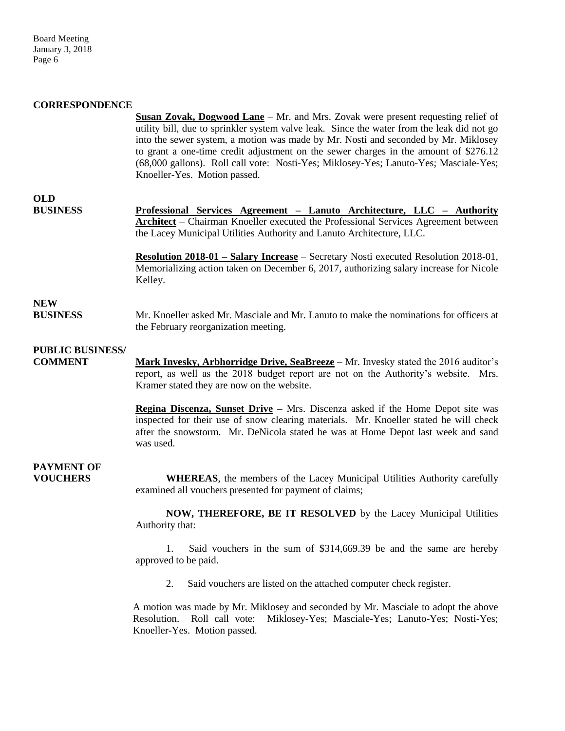**CORRESPONDENCE**

**Susan Zovak, Dogwood Lane** – Mr. and Mrs. Zovak were present requesting relief of utility bill, due to sprinkler system valve leak. Since the water from the leak did not go into the sewer system, a motion was made by Mr. Nosti and seconded by Mr. Miklosey to grant a one-time credit adjustment on the sewer charges in the amount of $276.12 (68,000 gallons). Roll call vote: Nosti-Yes; Miklosey-Yes; Lanuto-Yes; Masciale-Yes; Knoeller-Yes. Motion passed.

**OLD BUSINESS**

**Professional Services Agreement – Lanuto Architecture, LLC – Authority Architect** – Chairman Knoeller executed the Professional Services Agreement between the Lacey Municipal Utilities Authority and Lanuto Architecture, LLC.

**Resolution 2018-01 – Salary Increase** – Secretary Nosti executed Resolution 2018-01, Memorializing action taken on December 6, 2017, authorizing salary increase for Nicole Kelley.

**NEW BUSINESS**

Mr. Knoeller asked Mr. Masciale and Mr. Lanuto to make the nominations for officers at the February reorganization meeting.

**PUBLIC BUSINESS/ COMMENT**

**Mark Invesky, Arbhorridge Drive, SeaBreeze –** Mr. Invesky stated the 2016 auditor's report, as well as the 2018 budget report are not on the Authority's website. Mrs. Kramer stated they are now on the website.

**Regina Discenza, Sunset Drive –** Mrs. Discenza asked if the Home Depot site was inspected for their use of snow clearing materials. Mr. Knoeller stated he will check after the snowstorm. Mr. DeNicola stated he was at Home Depot last week and sand was used.

**PAYMENT OF VOUCHERS**

**WHEREAS**, the members of the Lacey Municipal Utilities Authority carefully examined all vouchers presented for payment of claims;

**NOW, THEREFORE, BE IT RESOLVED** by the Lacey Municipal Utilities Authority that:

1. Said vouchers in the sum of $314,669.39 be and the same are hereby approved to be paid.

2. Said vouchers are listed on the attached computer check register.

A motion was made by Mr. Miklosey and seconded by Mr. Masciale to adopt the above Resolution. Roll call vote: Miklosey-Yes; Masciale-Yes; Lanuto-Yes; Nosti-Yes; Knoeller-Yes. Motion passed.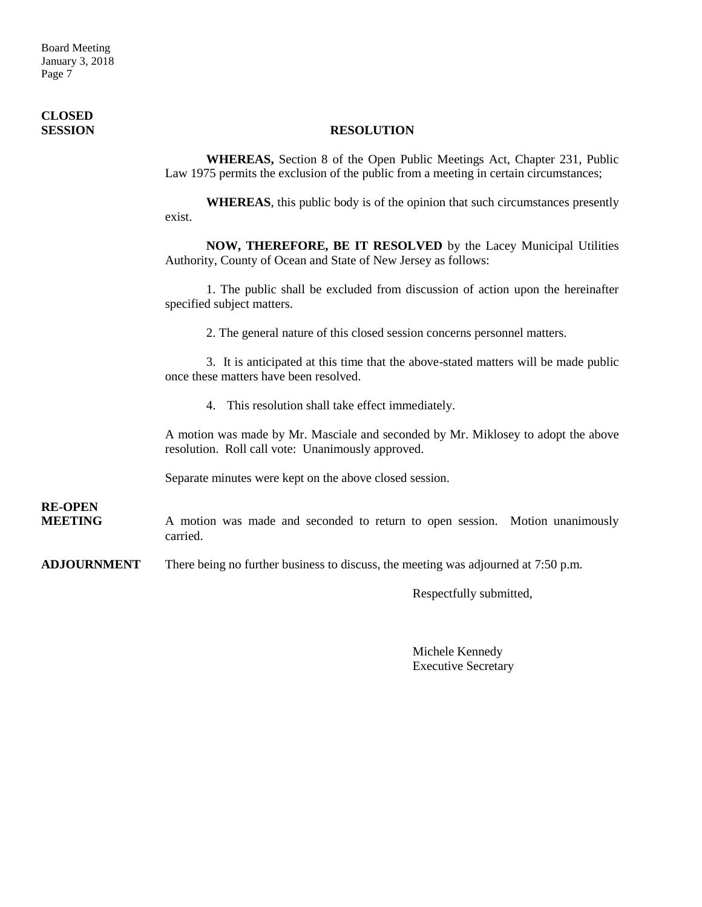**CLOSED SESSION**

**RESOLUTION**

**WHEREAS,** Section 8 of the Open Public Meetings Act, Chapter 231, Public Law 1975 permits the exclusion of the public from a meeting in certain circumstances;

**WHEREAS**, this public body is of the opinion that such circumstances presently exist.

**NOW, THEREFORE, BE IT RESOLVED** by the Lacey Municipal Utilities Authority, County of Ocean and State of New Jersey as follows:

1. The public shall be excluded from discussion of action upon the hereinafter specified subject matters.

2. The general nature of this closed session concerns personnel matters.

3. It is anticipated at this time that the above-stated matters will be made public once these matters have been resolved.

4. This resolution shall take effect immediately.

A motion was made by Mr. Masciale and seconded by Mr. Miklosey to adopt the above resolution. Roll call vote: Unanimously approved.

Separate minutes were kept on the above closed session.

**RE-OPEN MEETING**

A motion was made and seconded to return to open session. Motion unanimously carried.

**ADJOURNMENT**

There being no further business to discuss, the meeting was adjourned at 7:50 p.m.

Respectfully submitted,

Michele Kennedy
Executive Secretary